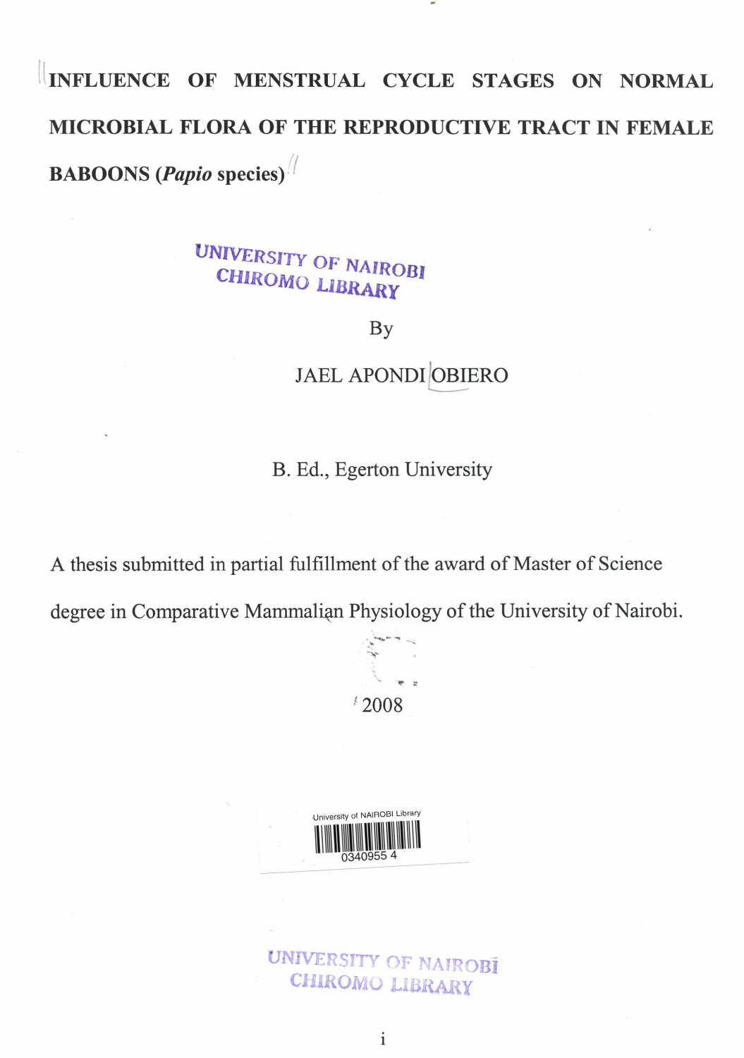# INFLUENCE OF MENSTRUAL CYCLE STAGES ON NORMAL MICROBIAL FLORA OF THE REPRODUCTIVE TRACT IN FEMALE BABOONS (*Papio* species)

UNIVERSITY OF NAIROBI
CHIROMO LIBRARY

By

JAEL APONDI OBIERO

B. Ed., Egerton University

A thesis submitted in partial fulfillment of the award of Master of Science degree in Comparative Mammalian Physiology of the University of Nairobi.

2008

University of NAIROBI Library
0340955 4

UNIVERSITY OF NAIROBI
CHIROMO LIBRARY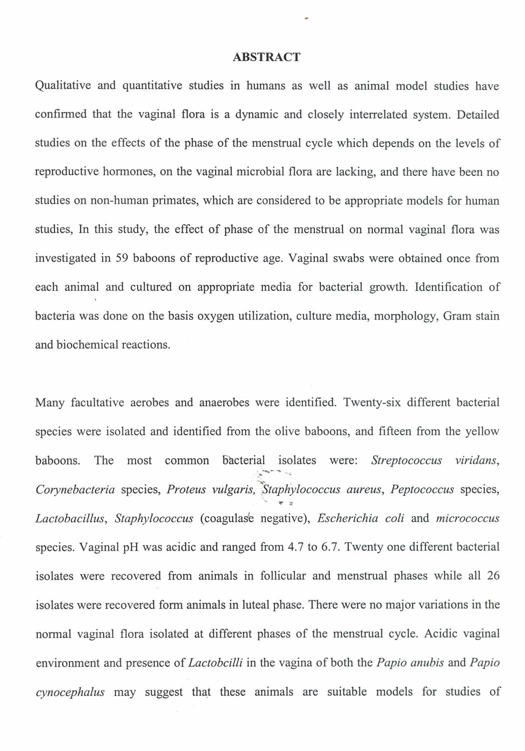# ABSTRACT

Qualitative and quantitative studies in humans as well as animal model studies have confirmed that the vaginal flora is a dynamic and closely interrelated system. Detailed studies on the effects of the phase of the menstrual cycle which depends on the levels of reproductive hormones, on the vaginal microbial flora are lacking, and there have been no studies on non-human primates, which are considered to be appropriate models for human studies, In this study, the effect of phase of the menstrual on normal vaginal flora was investigated in 59 baboons of reproductive age. Vaginal swabs were obtained once from each animal and cultured on appropriate media for bacterial growth. Identification of bacteria was done on the basis oxygen utilization, culture media, morphology, Gram stain and biochemical reactions.

Many facultative aerobes and anaerobes were identified. Twenty-six different bacterial species were isolated and identified from the olive baboons, and fifteen from the yellow baboons. The most common bacterial isolates were: *Streptococcus viridans*, *Corynebacteria* species, *Proteus vulgaris*, *Staphylococcus aureus*, *Peptococcus* species, *Lactobacillus*, *Staphylococcus* (coagulase negative), *Escherichia coli* and *micrococcus* species. Vaginal pH was acidic and ranged from 4.7 to 6.7. Twenty one different bacterial isolates were recovered from animals in follicular and menstrual phases while all 26 isolates were recovered form animals in luteal phase. There were no major variations in the normal vaginal flora isolated at different phases of the menstrual cycle. Acidic vaginal environment and presence of *Lactobcilli* in the vagina of both the *Papio anubis* and *Papio cynocephalus* may suggest that these animals are suitable models for studies of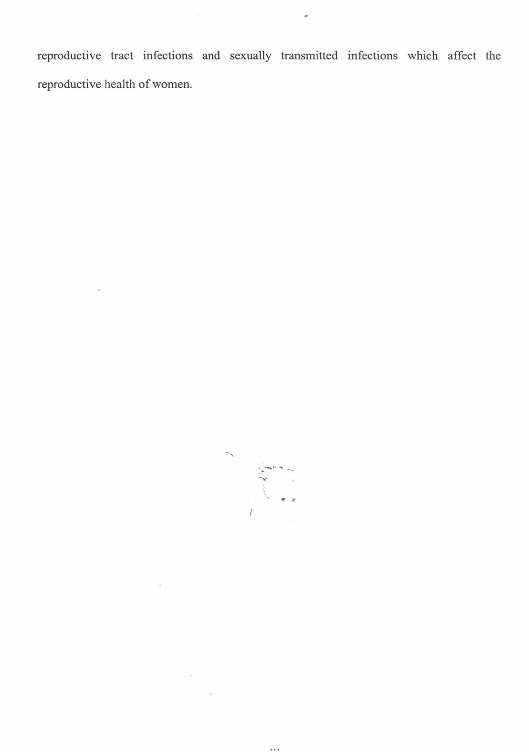reproductive tract infections and sexually transmitted infections which affect the reproductive health of women.